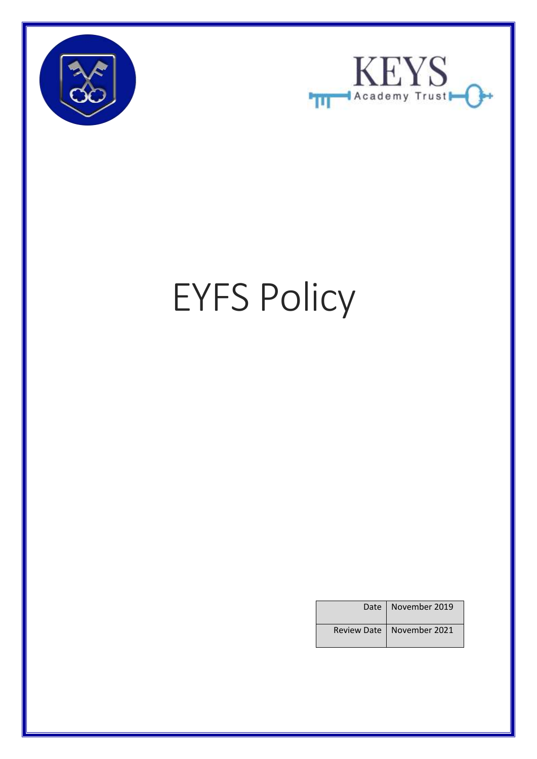KEYS Academy Trust

# EYFS Policy

| Date | November 2019 |
|---|---|
| Review Date | November 2021 |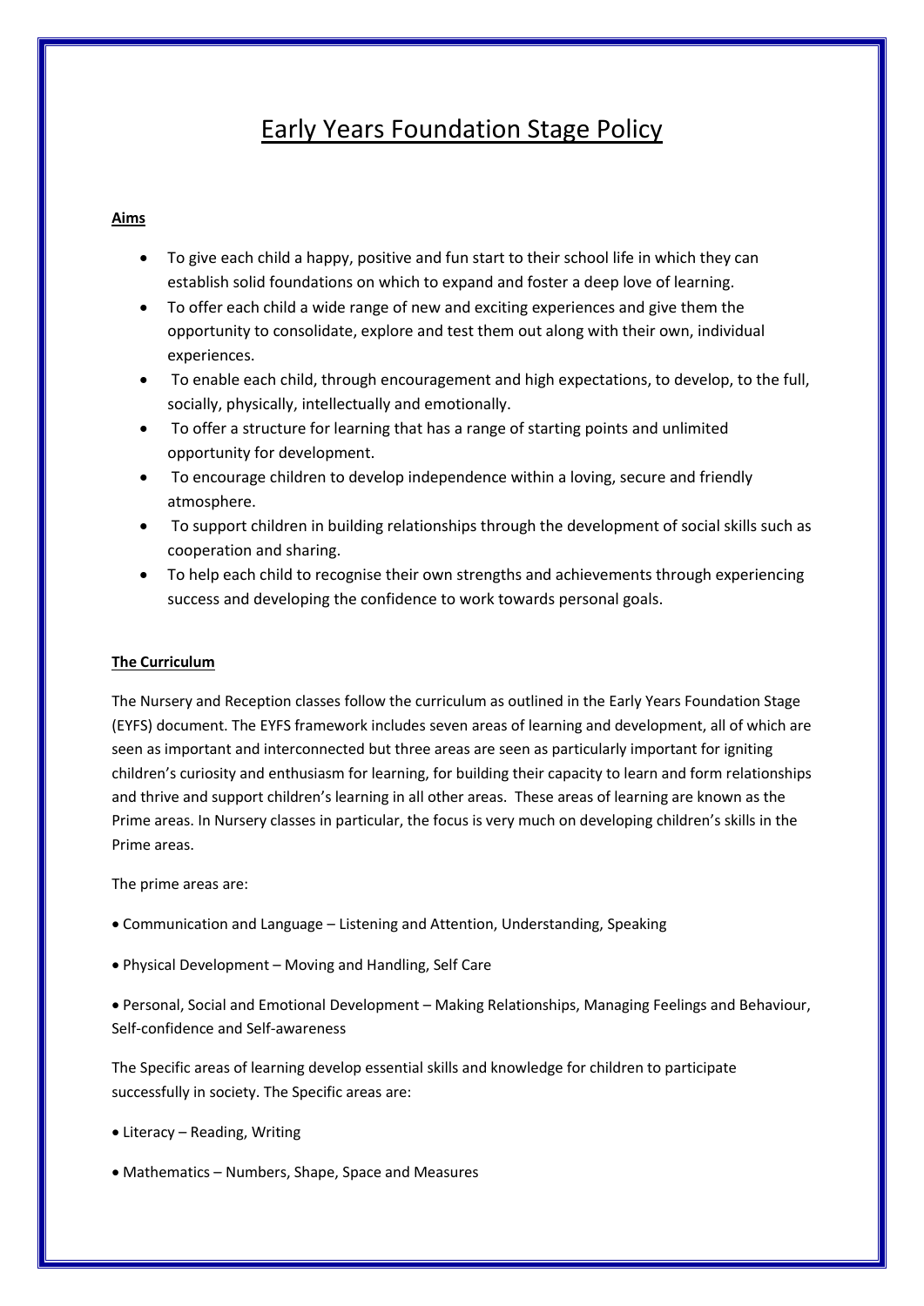# Early Years Foundation Stage Policy

**Aims**

- To give each child a happy, positive and fun start to their school life in which they can establish solid foundations on which to expand and foster a deep love of learning.
- To offer each child a wide range of new and exciting experiences and give them the opportunity to consolidate, explore and test them out along with their own, individual experiences.
- To enable each child, through encouragement and high expectations, to develop, to the full, socially, physically, intellectually and emotionally.
- To offer a structure for learning that has a range of starting points and unlimited opportunity for development.
- To encourage children to develop independence within a loving, secure and friendly atmosphere.
- To support children in building relationships through the development of social skills such as cooperation and sharing.
- To help each child to recognise their own strengths and achievements through experiencing success and developing the confidence to work towards personal goals.

**The Curriculum**

The Nursery and Reception classes follow the curriculum as outlined in the Early Years Foundation Stage (EYFS) document. The EYFS framework includes seven areas of learning and development, all of which are seen as important and interconnected but three areas are seen as particularly important for igniting children's curiosity and enthusiasm for learning, for building their capacity to learn and form relationships and thrive and support children's learning in all other areas. These areas of learning are known as the Prime areas. In Nursery classes in particular, the focus is very much on developing children's skills in the Prime areas.

The prime areas are:

- Communication and Language – Listening and Attention, Understanding, Speaking
- Physical Development – Moving and Handling, Self Care
- Personal, Social and Emotional Development – Making Relationships, Managing Feelings and Behaviour, Self-confidence and Self-awareness

The Specific areas of learning develop essential skills and knowledge for children to participate successfully in society. The Specific areas are:

- Literacy – Reading, Writing
- Mathematics – Numbers, Shape, Space and Measures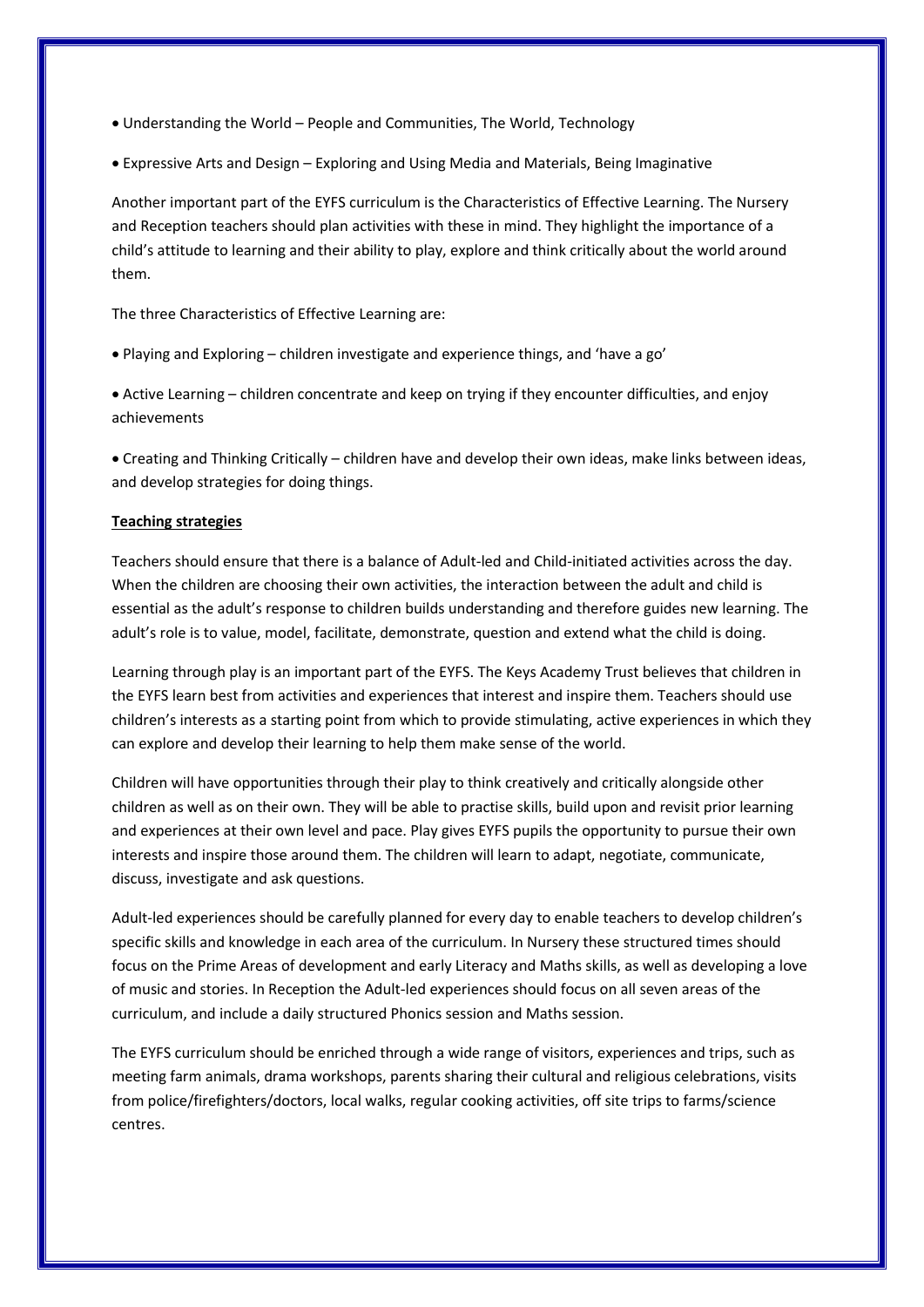- Understanding the World – People and Communities, The World, Technology
- Expressive Arts and Design – Exploring and Using Media and Materials, Being Imaginative

Another important part of the EYFS curriculum is the Characteristics of Effective Learning. The Nursery and Reception teachers should plan activities with these in mind. They highlight the importance of a child's attitude to learning and their ability to play, explore and think critically about the world around them.

The three Characteristics of Effective Learning are:

- Playing and Exploring – children investigate and experience things, and 'have a go'
- Active Learning – children concentrate and keep on trying if they encounter difficulties, and enjoy achievements
- Creating and Thinking Critically – children have and develop their own ideas, make links between ideas, and develop strategies for doing things.

**Teaching strategies**

Teachers should ensure that there is a balance of Adult-led and Child-initiated activities across the day. When the children are choosing their own activities, the interaction between the adult and child is essential as the adult's response to children builds understanding and therefore guides new learning. The adult's role is to value, model, facilitate, demonstrate, question and extend what the child is doing.

Learning through play is an important part of the EYFS. The Keys Academy Trust believes that children in the EYFS learn best from activities and experiences that interest and inspire them. Teachers should use children's interests as a starting point from which to provide stimulating, active experiences in which they can explore and develop their learning to help them make sense of the world.

Children will have opportunities through their play to think creatively and critically alongside other children as well as on their own. They will be able to practise skills, build upon and revisit prior learning and experiences at their own level and pace. Play gives EYFS pupils the opportunity to pursue their own interests and inspire those around them. The children will learn to adapt, negotiate, communicate, discuss, investigate and ask questions.

Adult-led experiences should be carefully planned for every day to enable teachers to develop children's specific skills and knowledge in each area of the curriculum. In Nursery these structured times should focus on the Prime Areas of development and early Literacy and Maths skills, as well as developing a love of music and stories. In Reception the Adult-led experiences should focus on all seven areas of the curriculum, and include a daily structured Phonics session and Maths session.

The EYFS curriculum should be enriched through a wide range of visitors, experiences and trips, such as meeting farm animals, drama workshops, parents sharing their cultural and religious celebrations, visits from police/firefighters/doctors, local walks, regular cooking activities, off site trips to farms/science centres.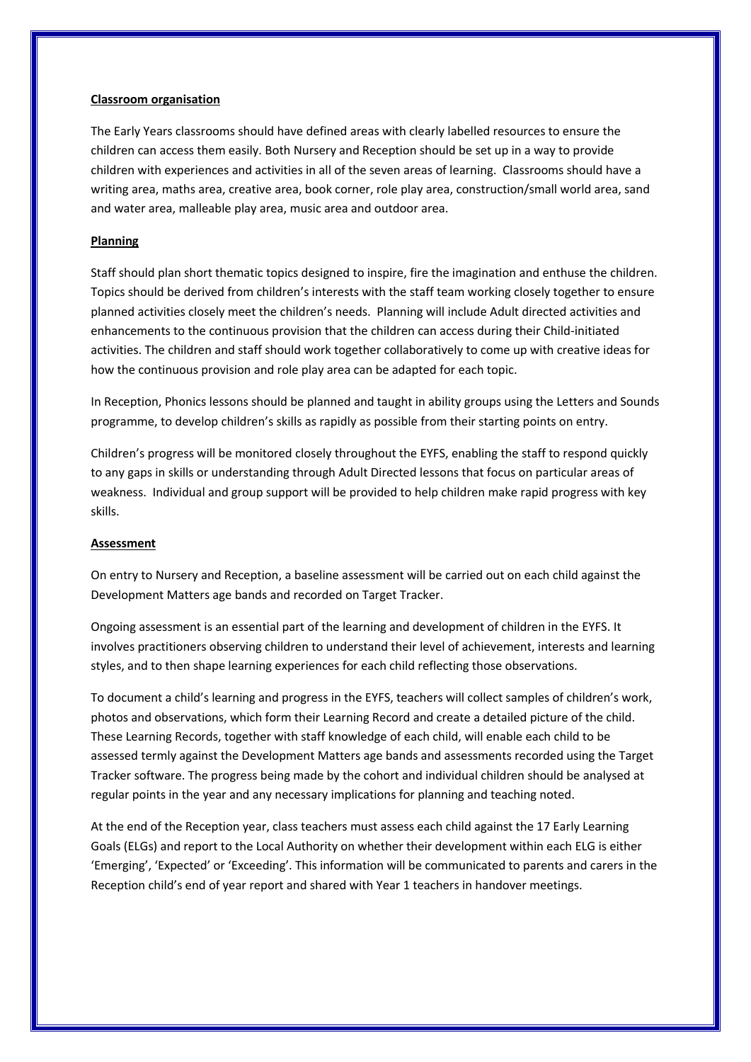**Classroom organisation**

The Early Years classrooms should have defined areas with clearly labelled resources to ensure the children can access them easily. Both Nursery and Reception should be set up in a way to provide children with experiences and activities in all of the seven areas of learning. Classrooms should have a writing area, maths area, creative area, book corner, role play area, construction/small world area, sand and water area, malleable play area, music area and outdoor area.

**Planning**

Staff should plan short thematic topics designed to inspire, fire the imagination and enthuse the children. Topics should be derived from children's interests with the staff team working closely together to ensure planned activities closely meet the children's needs. Planning will include Adult directed activities and enhancements to the continuous provision that the children can access during their Child-initiated activities. The children and staff should work together collaboratively to come up with creative ideas for how the continuous provision and role play area can be adapted for each topic.

In Reception, Phonics lessons should be planned and taught in ability groups using the Letters and Sounds programme, to develop children's skills as rapidly as possible from their starting points on entry.

Children's progress will be monitored closely throughout the EYFS, enabling the staff to respond quickly to any gaps in skills or understanding through Adult Directed lessons that focus on particular areas of weakness. Individual and group support will be provided to help children make rapid progress with key skills.

**Assessment**

On entry to Nursery and Reception, a baseline assessment will be carried out on each child against the Development Matters age bands and recorded on Target Tracker.

Ongoing assessment is an essential part of the learning and development of children in the EYFS. It involves practitioners observing children to understand their level of achievement, interests and learning styles, and to then shape learning experiences for each child reflecting those observations.

To document a child's learning and progress in the EYFS, teachers will collect samples of children's work, photos and observations, which form their Learning Record and create a detailed picture of the child. These Learning Records, together with staff knowledge of each child, will enable each child to be assessed termly against the Development Matters age bands and assessments recorded using the Target Tracker software. The progress being made by the cohort and individual children should be analysed at regular points in the year and any necessary implications for planning and teaching noted.

At the end of the Reception year, class teachers must assess each child against the 17 Early Learning Goals (ELGs) and report to the Local Authority on whether their development within each ELG is either 'Emerging', 'Expected' or 'Exceeding'. This information will be communicated to parents and carers in the Reception child's end of year report and shared with Year 1 teachers in handover meetings.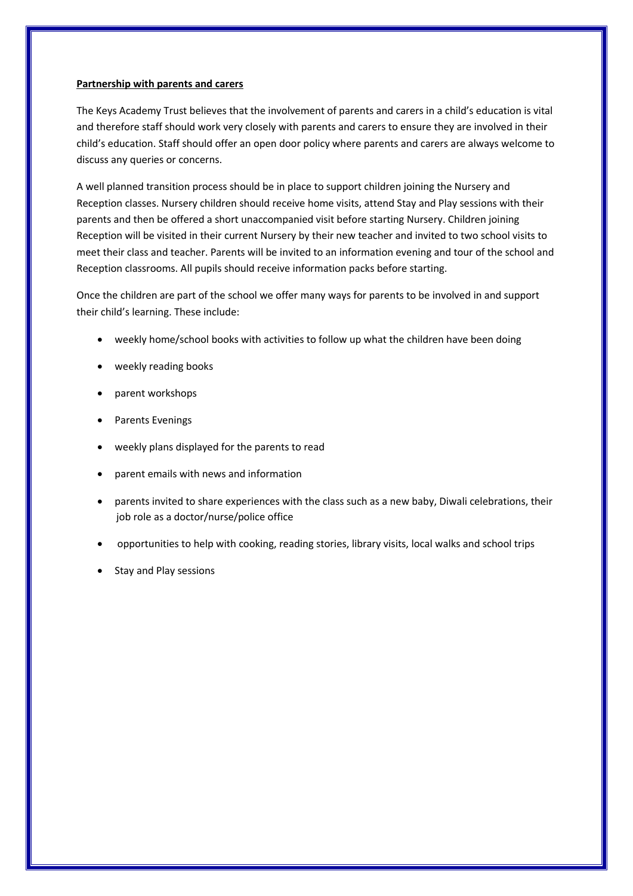**Partnership with parents and carers**

The Keys Academy Trust believes that the involvement of parents and carers in a child's education is vital and therefore staff should work very closely with parents and carers to ensure they are involved in their child's education. Staff should offer an open door policy where parents and carers are always welcome to discuss any queries or concerns.

A well planned transition process should be in place to support children joining the Nursery and Reception classes. Nursery children should receive home visits, attend Stay and Play sessions with their parents and then be offered a short unaccompanied visit before starting Nursery. Children joining Reception will be visited in their current Nursery by their new teacher and invited to two school visits to meet their class and teacher. Parents will be invited to an information evening and tour of the school and Reception classrooms. All pupils should receive information packs before starting.

Once the children are part of the school we offer many ways for parents to be involved in and support their child's learning. These include:

- weekly home/school books with activities to follow up what the children have been doing
- weekly reading books
- parent workshops
- Parents Evenings
- weekly plans displayed for the parents to read
- parent emails with news and information
- parents invited to share experiences with the class such as a new baby, Diwali celebrations, their job role as a doctor/nurse/police office
- opportunities to help with cooking, reading stories, library visits, local walks and school trips
- Stay and Play sessions